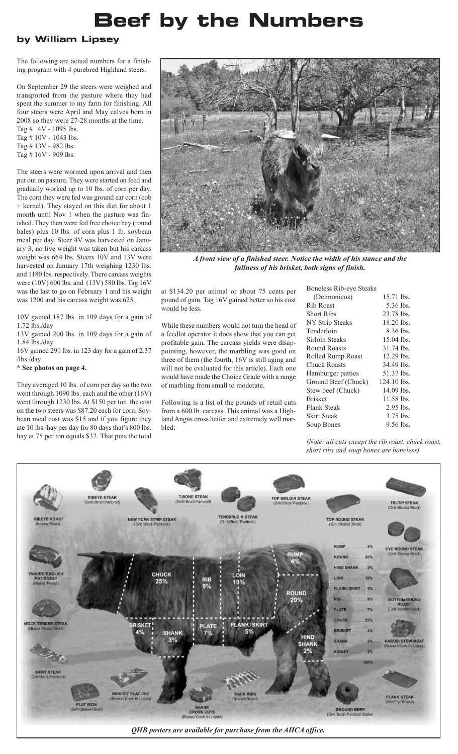# Beef by the Numbers

### by William Lipsey

The following are actual numbers for a finishing program with 4 purebred Highland steers.

On September 29 the steers were weighed and transported from the pasture where they had spent the summer to my farm for finishing. All four steers were April and May calves born in 2008 so they were 27-28 months at the time.

Tag # 4V - 1095 lbs.
Tag # 10V - 1043 lbs.
Tag # 13V - 982 lbs.
Tag # 16V - 909 lbs.

The steers were wormed upon arrival and then put out on pasture. They were started on feed and gradually worked up to 10 lbs. of corn per day. The corn they were fed was ground ear corn (cob + kernel). They stayed on this diet for about 1 month until Nov 1 when the pasture was finished. They then were fed free choice hay (round bales) plus 10 lbs. of corn plus 1 lb. soybean meal per day. Steer 4V was harvested on January 3, no live weight was taken but his carcass weight was 664 lbs. Steers 10V and 13V were harvested on January 17th weighing 1230 lbs. and 1180 lbs. respectively. There carcass weights were (10V) 600 lbs. and (13V) 580 lbs. Tag 16V was the last to go on February 1 and his weight was 1200 and his carcass weight was 625.

10V gained 187 lbs. in 109 days for a gain of 1.72 lbs./day
13V gained 200 lbs. in 109 days for a gain of 1.84 lbs./day
16V gained 291 lbs. in 123 day for a gain of 2.37 /lbs./day

**\* See photos on page 4.**

They averaged 10 lbs. of corn per day so the two went through 1090 lbs. each and the other (16V) went through 1230 lbs. At $150 per ton the cost on the two steers was $87.20 each for corn. Soybean meal cost was $15 and if you figure they ate 10 lbs./hay per day for 80 days that's 800 lbs. hay at 75 per ton equals $32. That puts the total at $134.20 per animal or about 75 cents per pound of gain. Tag 16V gained better so his cost would be less.

*A front view of a finished steer. Notice the width of his stance and the fullness of his brisket, both signs of finish.*

While these numbers would not turn the head of a feedlot operator it does show that you can get profitable gain. The carcass yields were disappointing, however, the marbling was good on three of them (the fourth, 16V is still aging and will not be evaluated for this article). Each one would have made the Choice Grade with a range of marbling from small to moderate.

Following is a list of the pounds of retail cuts from a 600 lb. carcass. This animal was a Highland Angus cross heifer and extremely well marbled:

| Cut | Weight |
|---|---|
| Boneless Rib-eye Steaks (Delmonicos) | 15.71 lbs. |
| Rib Roast | 5.36 lbs. |
| Short Ribs | 23.78 lbs. |
| NY Strip Steaks | 18.20 lbs. |
| Tenderloin | 8.36 lbs. |
| Sirloin Steaks | 15.04 lbs. |
| Round Roasts | 31.74 lbs. |
| Rolled Rump Roast | 12.29 lbs. |
| Chuck Roasts | 34.49 lbs. |
| Hamburger patties | 51.37 lbs. |
| Ground Beef (Chuck) | 124.10 lbs. |
| Stew beef (Chuck) | 14.09 lbs. |
| Brisket | 11.58 lbs. |
| Flank Steak | 2.95 lbs. |
| Skirt Steak | 3.75 lbs. |
| Soup Bones | 9.56 lbs. |

*(Note: all cuts except the rib roast, chuck roast, short ribs and soup bones are boneless)*

*QHB posters are available for purchase from the AHCA office.*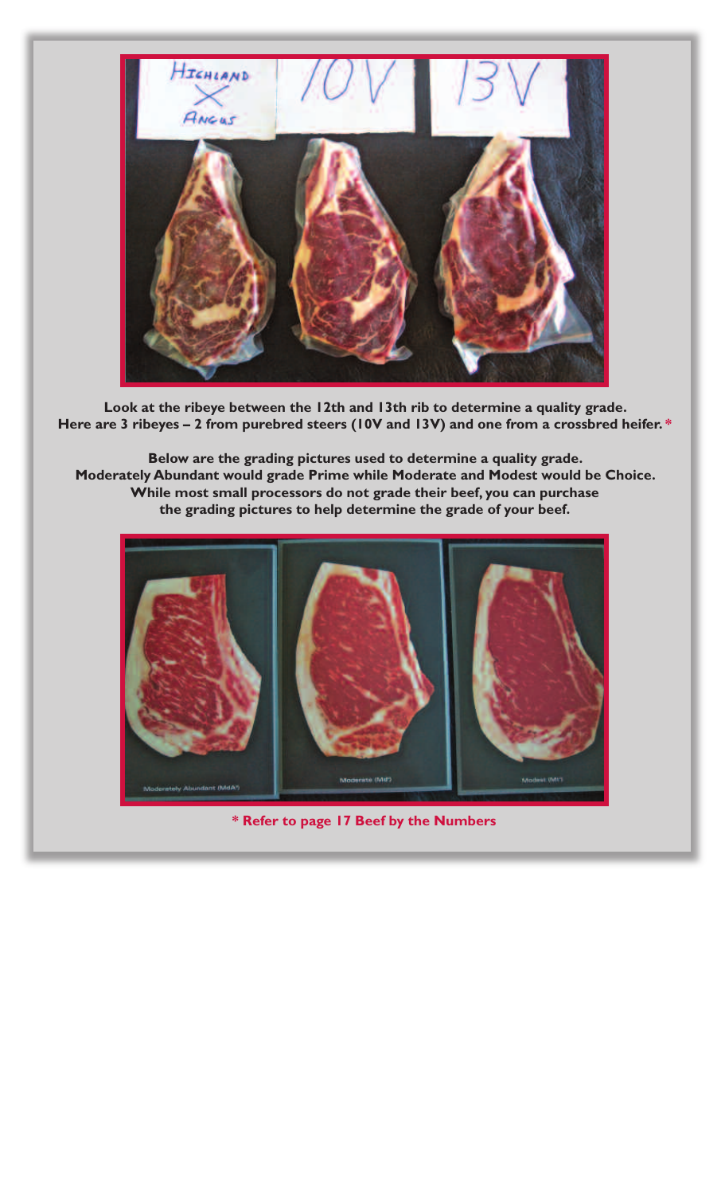**Look at the ribeye between the 12th and 13th rib to determine a quality grade.**
**Here are 3 ribeyes – 2 from purebred steers (10V and 13V) and one from a crossbred heifer. ***

**Below are the grading pictures used to determine a quality grade.**
**Moderately Abundant would grade Prime while Moderate and Modest would be Choice.**
**While most small processors do not grade their beef, you can purchase the grading pictures to help determine the grade of your beef.**

*** Refer to page 17 Beef by the Numbers**